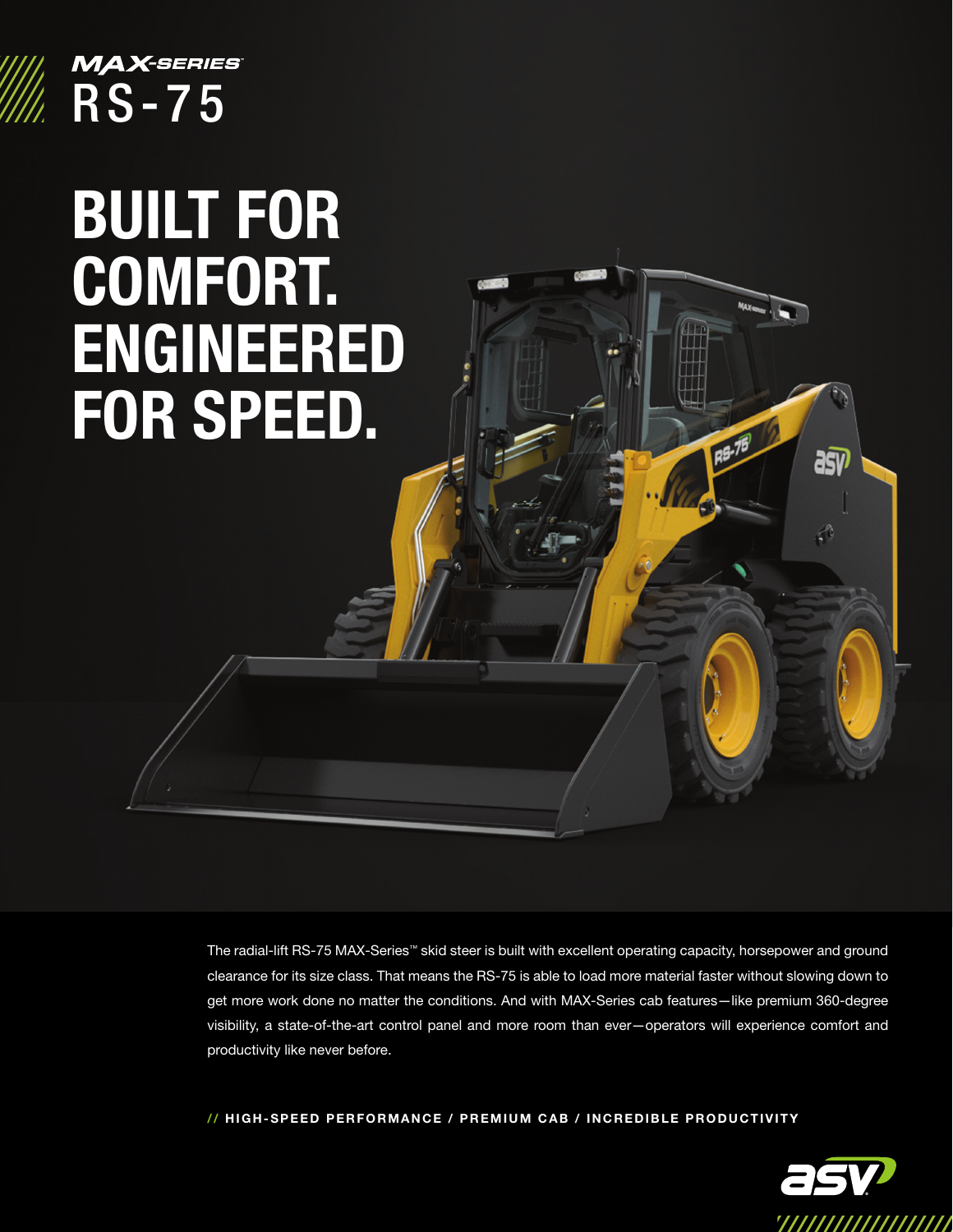MAX-SERIES™

# RS-75

# BUILT FOR COMFORT. ENGINEERED FOR SPEED.

The radial-lift RS-75 MAX-Series™ skid steer is built with excellent operating capacity, horsepower and ground clearance for its size class. That means the RS-75 is able to load more material faster without slowing down to get more work done no matter the conditions. And with MAX-Series cab features—like premium 360-degree visibility, a state-of-the-art control panel and more room than ever—operators will experience comfort and productivity like never before.

**// HIGH-SPEED PERFORMANCE / PREMIUM CAB / INCREDIBLE PRODUCTIVITY**

asv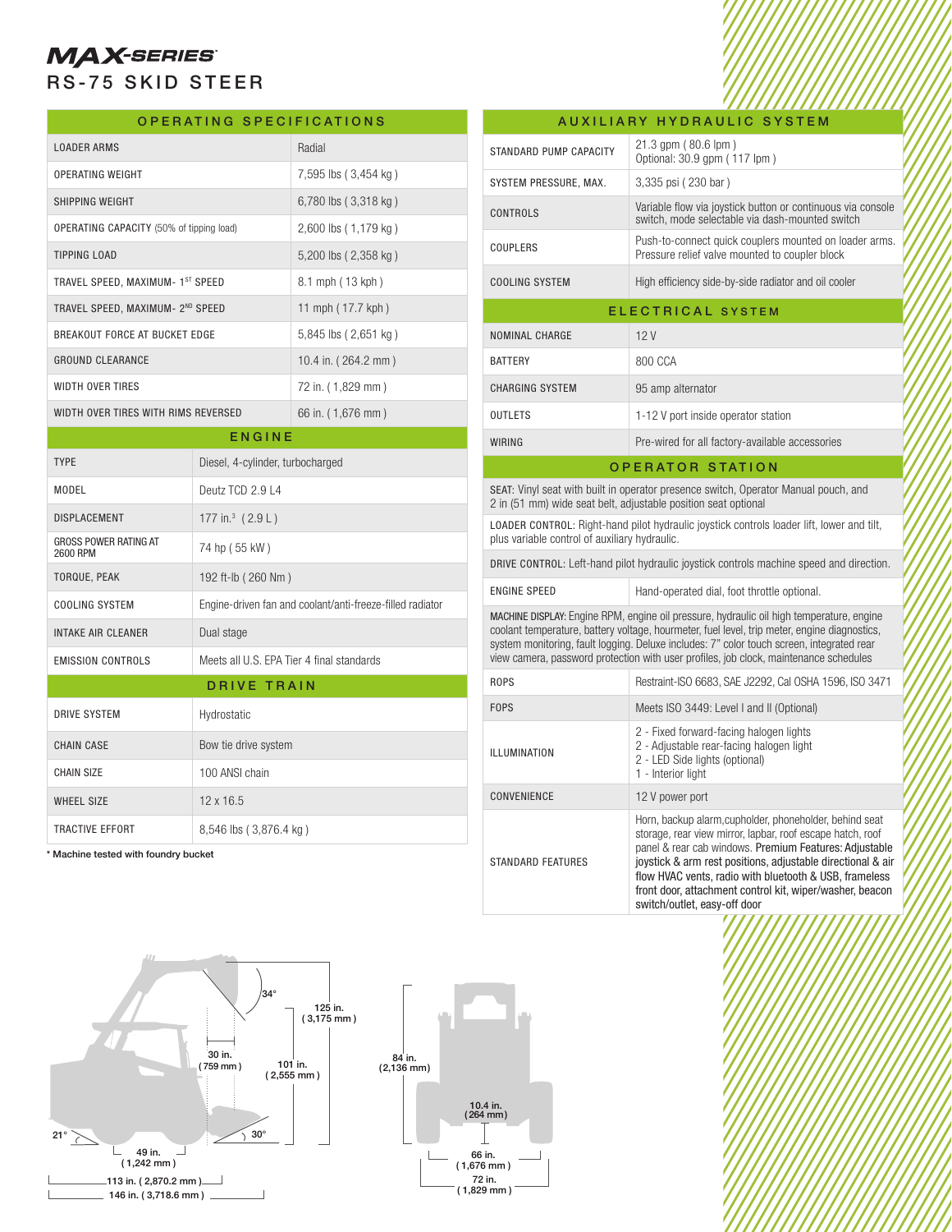# MAX-SERIES

## RS-75 SKID STEER

| OPERATING SPECIFICATIONS | |
|---|---|
| LOADER ARMS | Radial |
| OPERATING WEIGHT | 7,595 lbs ( 3,454 kg ) |
| SHIPPING WEIGHT | 6,780 lbs ( 3,318 kg ) |
| OPERATING CAPACITY (50% of tipping load) | 2,600 lbs ( 1,179 kg ) |
| TIPPING LOAD | 5,200 lbs ( 2,358 kg ) |
| TRAVEL SPEED, MAXIMUM- 1ST SPEED | 8.1 mph ( 13 kph ) |
| TRAVEL SPEED, MAXIMUM- 2ND SPEED | 11 mph ( 17.7 kph ) |
| BREAKOUT FORCE AT BUCKET EDGE | 5,845 lbs ( 2,651 kg ) |
| GROUND CLEARANCE | 10.4 in. ( 264.2 mm ) |
| WIDTH OVER TIRES | 72 in. ( 1,829 mm ) |
| WIDTH OVER TIRES WITH RIMS REVERSED | 66 in. ( 1,676 mm ) |

| ENGINE | |
|---|---|
| TYPE | Diesel, 4-cylinder, turbocharged |
| MODEL | Deutz TCD 2.9 L4 |
| DISPLACEMENT | 177 in.$^3$ ( 2.9 L ) |
| GROSS POWER RATING AT 2600 RPM | 74 hp ( 55 kW ) |
| TORQUE, PEAK | 192 ft-lb ( 260 Nm ) |
| COOLING SYSTEM | Engine-driven fan and coolant/anti-freeze-filled radiator |
| INTAKE AIR CLEANER | Dual stage |
| EMISSION CONTROLS | Meets all U.S. EPA Tier 4 final standards |

| DRIVE TRAIN | |
|---|---|
| DRIVE SYSTEM | Hydrostatic |
| CHAIN CASE | Bow tie drive system |
| CHAIN SIZE | 100 ANSI chain |
| WHEEL SIZE | 12 x 16.5 |
| TRACTIVE EFFORT | 8,546 lbs ( 3,876.4 kg ) |

* Machine tested with foundry bucket

| AUXILIARY HYDRAULIC SYSTEM | |
|---|---|
| STANDARD PUMP CAPACITY | 21.3 gpm ( 80.6 lpm ) Optional: 30.9 gpm ( 117 lpm ) |
| SYSTEM PRESSURE, MAX. | 3,335 psi ( 230 bar ) |
| CONTROLS | Variable flow via joystick button or continuous via console switch, mode selectable via dash-mounted switch |
| COUPLERS | Push-to-connect quick couplers mounted on loader arms. Pressure relief valve mounted to coupler block |
| COOLING SYSTEM | High efficiency side-by-side radiator and oil cooler |

| ELECTRICAL SYSTEM | |
|---|---|
| NOMINAL CHARGE | 12 V |
| BATTERY | 800 CCA |
| CHARGING SYSTEM | 95 amp alternator |
| OUTLETS | 1-12 V port inside operator station |
| WIRING | Pre-wired for all factory-available accessories |

| OPERATOR STATION | |
|---|---|
| SEAT: Vinyl seat with built in operator presence switch, Operator Manual pouch, and 2 in (51 mm) wide seat belt, adjustable position seat optional | |
| LOADER CONTROL: Right-hand pilot hydraulic joystick controls loader lift, lower and tilt, plus variable control of auxiliary hydraulic. | |
| DRIVE CONTROL: Left-hand pilot hydraulic joystick controls machine speed and direction. | |
| ENGINE SPEED | Hand-operated dial, foot throttle optional. |
| MACHINE DISPLAY: Engine RPM, engine oil pressure, hydraulic oil high temperature, engine coolant temperature, battery voltage, hourmeter, fuel level, trip meter, engine diagnostics, system monitoring, fault logging. Deluxe includes: 7" color touch screen, integrated rear view camera, password protection with user profiles, job clock, maintenance schedules | |
| ROPS | Restraint-ISO 6683, SAE J2292, Cal OSHA 1596, ISO 3471 |
| FOPS | Meets ISO 3449: Level I and II (Optional) |
| ILLUMINATION | 2 - Fixed forward-facing halogen lights<br>2 - Adjustable rear-facing halogen light<br>2 - LED Side lights (optional)<br>1 - Interior light |
| CONVENIENCE | 12 V power port |
| STANDARD FEATURES | Horn, backup alarm,cupholder, phoneholder, behind seat storage, rear view mirror, lapbar, roof escape hatch, roof panel & rear cab windows. Premium Features: Adjustable joystick & arm rest positions, adjustable directional & air flow HVAC vents, radio with bluetooth & USB, frameless front door, attachment control kit, wiper/washer, beacon switch/outlet, easy-off door |

34°
125 in. ( 3,175 mm )
30 in. ( 759 mm )
101 in. ( 2,555 mm )
21°
30°
49 in. ( 1,242 mm )
113 in. ( 2,870.2 mm )
146 in. ( 3,718.6 mm )

84 in. (2,136 mm)
10.4 in. ( 264 mm)
66 in. ( 1,676 mm )
72 in. ( 1,829 mm )